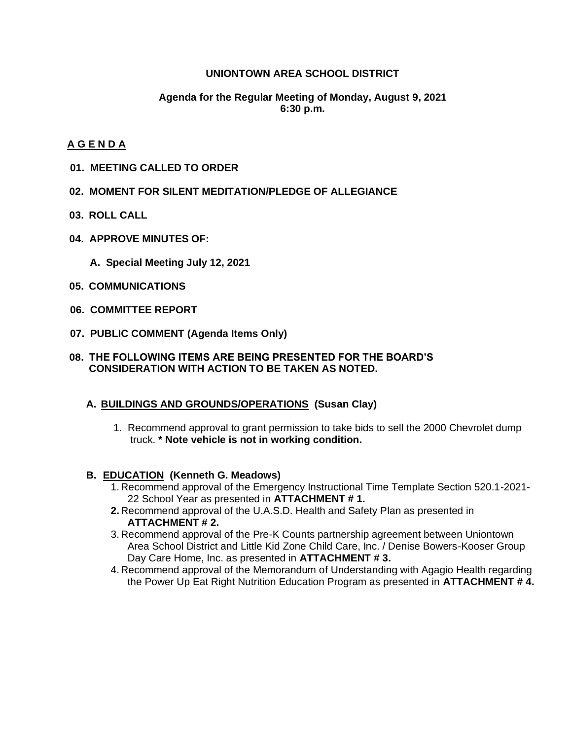# UNIONTOWN AREA SCHOOL DISTRICT

## Agenda for the Regular Meeting of Monday, August 9, 2021
## 6:30 p.m.

**A G E N D A**

**01. MEETING CALLED TO ORDER**

**02. MOMENT FOR SILENT MEDITATION/PLEDGE OF ALLEGIANCE**

**03. ROLL CALL**

**04. APPROVE MINUTES OF:**

**A. Special Meeting July 12, 2021**

**05. COMMUNICATIONS**

**06. COMMITTEE REPORT**

**07. PUBLIC COMMENT (Agenda Items Only)**

**08. THE FOLLOWING ITEMS ARE BEING PRESENTED FOR THE BOARD'S CONSIDERATION WITH ACTION TO BE TAKEN AS NOTED.**

### A. BUILDINGS AND GROUNDS/OPERATIONS (Susan Clay)

1. Recommend approval to grant permission to take bids to sell the 2000 Chevrolet dump truck. **\* Note vehicle is not in working condition.**

### B. EDUCATION (Kenneth G. Meadows)

1. Recommend approval of the Emergency Instructional Time Template Section 520.1-2021-22 School Year as presented in **ATTACHMENT # 1.**
2. Recommend approval of the U.A.S.D. Health and Safety Plan as presented in **ATTACHMENT # 2.**
3. Recommend approval of the Pre-K Counts partnership agreement between Uniontown Area School District and Little Kid Zone Child Care, Inc. / Denise Bowers-Kooser Group Day Care Home, Inc. as presented in **ATTACHMENT # 3.**
4. Recommend approval of the Memorandum of Understanding with Agagio Health regarding the Power Up Eat Right Nutrition Education Program as presented in **ATTACHMENT # 4.**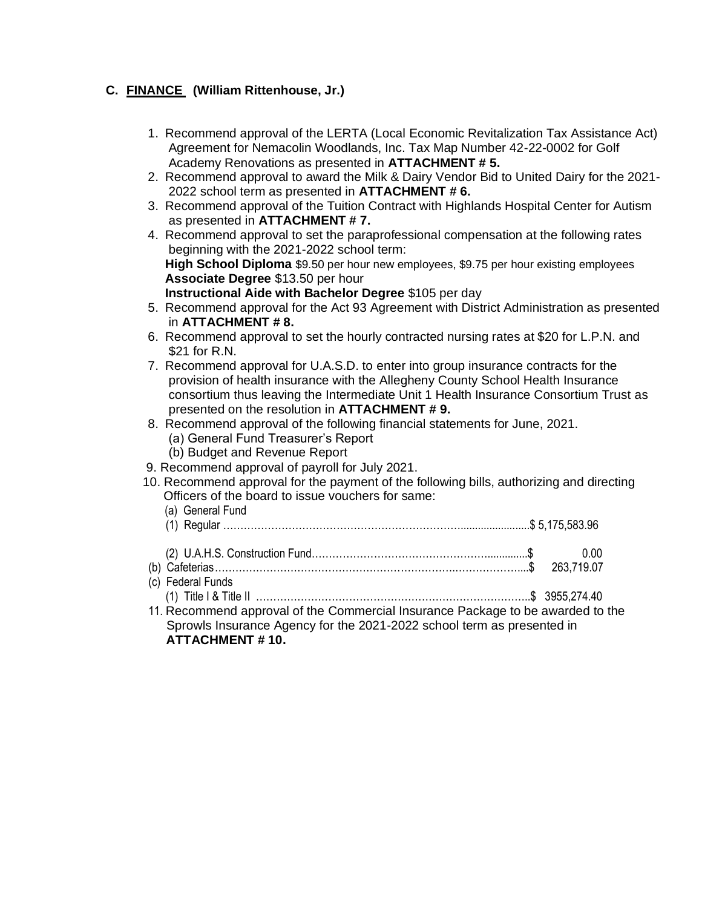## C. <u>FINANCE</u> (William Rittenhouse, Jr.)

1. Recommend approval of the LERTA (Local Economic Revitalization Tax Assistance Act) Agreement for Nemacolin Woodlands, Inc. Tax Map Number 42-22-0002 for Golf Academy Renovations as presented in **ATTACHMENT # 5.**
2. Recommend approval to award the Milk & Dairy Vendor Bid to United Dairy for the 2021-2022 school term as presented in **ATTACHMENT # 6.**
3. Recommend approval of the Tuition Contract with Highlands Hospital Center for Autism as presented in **ATTACHMENT # 7.**
4. Recommend approval to set the paraprofessional compensation at the following rates beginning with the 2021-2022 school term:
   **High School Diploma** $9.50 per hour new employees, $9.75 per hour existing employees
   **Associate Degree** $13.50 per hour
   **Instructional Aide with Bachelor Degree** $105 per day
5. Recommend approval for the Act 93 Agreement with District Administration as presented in **ATTACHMENT # 8.**
6. Recommend approval to set the hourly contracted nursing rates at $20 for L.P.N. and $21 for R.N.
7. Recommend approval for U.A.S.D. to enter into group insurance contracts for the provision of health insurance with the Allegheny County School Health Insurance consortium thus leaving the Intermediate Unit 1 Health Insurance Consortium Trust as presented on the resolution in **ATTACHMENT # 9.**
8. Recommend approval of the following financial statements for June, 2021.
   (a) General Fund Treasurer's Report
   (b) Budget and Revenue Report
9. Recommend approval of payroll for July 2021.
10. Recommend approval for the payment of the following bills, authorizing and directing Officers of the board to issue vouchers for same:
    (a) General Fund
    (1) Regular ……………………………………………………………......................$ 5,175,583.96

    (2) U.A.H.S. Construction Fund……………………………………………..............$ 0.00
    (b) Cafeterias………………………………………………………………………....$ 263,719.07
    (c) Federal Funds
    (1) Title I & Title II ……………………………………………………………………..$ 3955,274.40
11. Recommend approval of the Commercial Insurance Package to be awarded to the Sprowls Insurance Agency for the 2021-2022 school term as presented in **ATTACHMENT # 10.**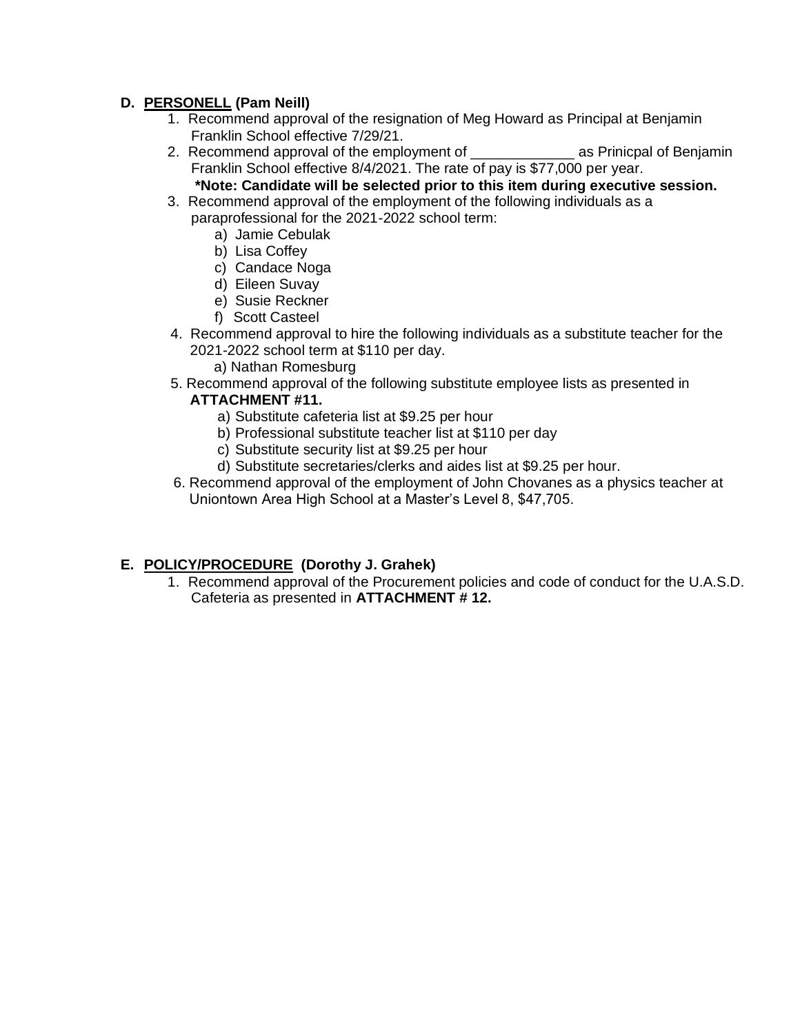**D. PERSONELL (Pam Neill)**

1. Recommend approval of the resignation of Meg Howard as Principal at Benjamin Franklin School effective 7/29/21.
2. Recommend approval of the employment of _____________ as Prinicpal of Benjamin Franklin School effective 8/4/2021. The rate of pay is $77,000 per year.
   **\*Note: Candidate will be selected prior to this item during executive session.**
3. Recommend approval of the employment of the following individuals as a paraprofessional for the 2021-2022 school term:
   a) Jamie Cebulak
   b) Lisa Coffey
   c) Candace Noga
   d) Eileen Suvay
   e) Susie Reckner
   f) Scott Casteel
4. Recommend approval to hire the following individuals as a substitute teacher for the 2021-2022 school term at $110 per day.
   a) Nathan Romesburg
5. Recommend approval of the following substitute employee lists as presented in **ATTACHMENT #11.**
   a) Substitute cafeteria list at $9.25 per hour
   b) Professional substitute teacher list at $110 per day
   c) Substitute security list at $9.25 per hour
   d) Substitute secretaries/clerks and aides list at $9.25 per hour.
6. Recommend approval of the employment of John Chovanes as a physics teacher at Uniontown Area High School at a Master's Level 8, $47,705.

**E. POLICY/PROCEDURE (Dorothy J. Grahek)**

1. Recommend approval of the Procurement policies and code of conduct for the U.A.S.D. Cafeteria as presented in **ATTACHMENT # 12.**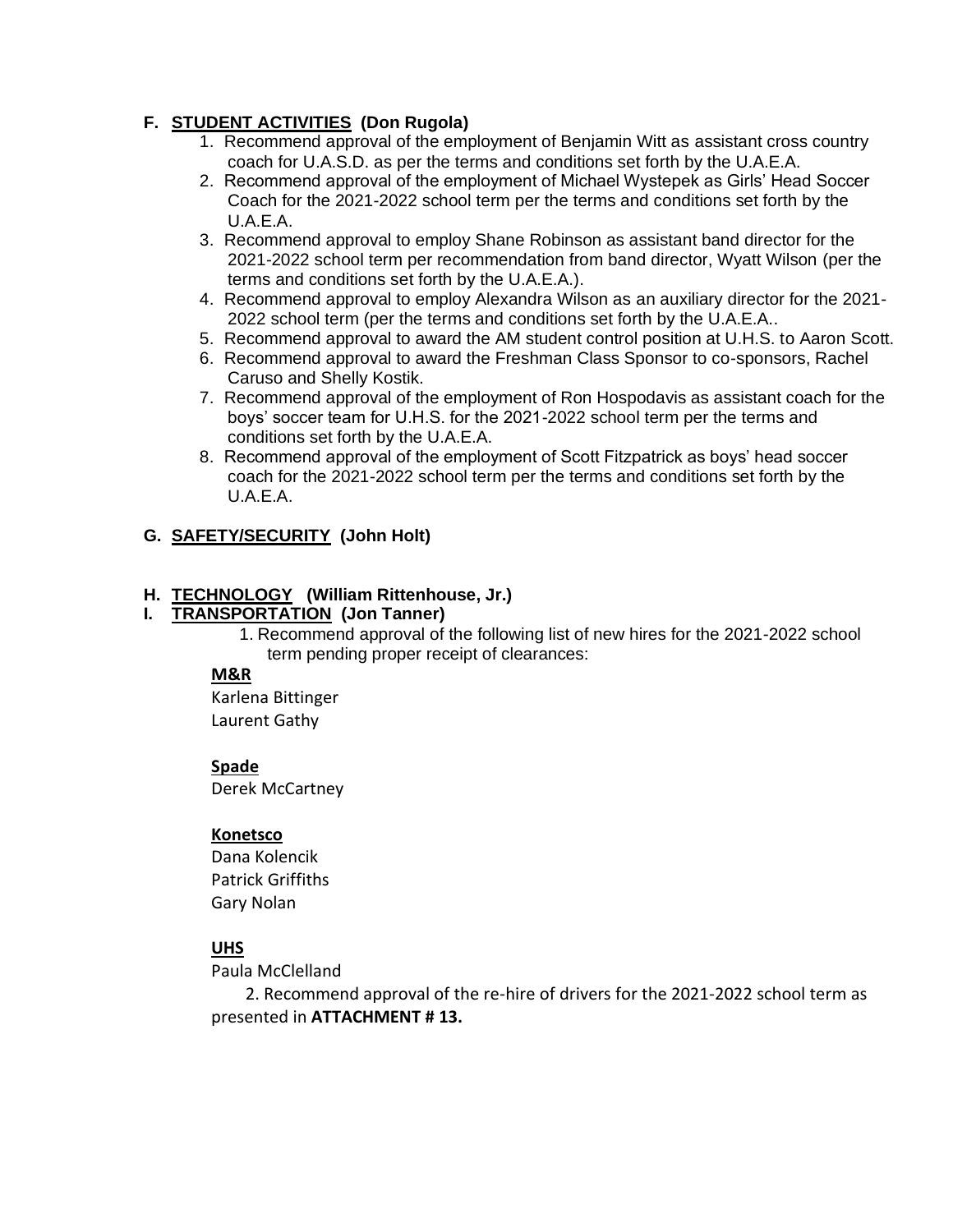## F. STUDENT ACTIVITIES (Don Rugola)

1. Recommend approval of the employment of Benjamin Witt as assistant cross country coach for U.A.S.D. as per the terms and conditions set forth by the U.A.E.A.
2. Recommend approval of the employment of Michael Wystepek as Girls' Head Soccer Coach for the 2021-2022 school term per the terms and conditions set forth by the U.A.E.A.
3. Recommend approval to employ Shane Robinson as assistant band director for the 2021-2022 school term per recommendation from band director, Wyatt Wilson (per the terms and conditions set forth by the U.A.E.A.).
4. Recommend approval to employ Alexandra Wilson as an auxiliary director for the 2021-2022 school term (per the terms and conditions set forth by the U.A.E.A..
5. Recommend approval to award the AM student control position at U.H.S. to Aaron Scott.
6. Recommend approval to award the Freshman Class Sponsor to co-sponsors, Rachel Caruso and Shelly Kostik.
7. Recommend approval of the employment of Ron Hospodavis as assistant coach for the boys' soccer team for U.H.S. for the 2021-2022 school term per the terms and conditions set forth by the U.A.E.A.
8. Recommend approval of the employment of Scott Fitzpatrick as boys' head soccer coach for the 2021-2022 school term per the terms and conditions set forth by the U.A.E.A.

## G. SAFETY/SECURITY (John Holt)

## H. TECHNOLOGY (William Rittenhouse, Jr.)

## I. TRANSPORTATION (Jon Tanner)

1. Recommend approval of the following list of new hires for the 2021-2022 school term pending proper receipt of clearances:

**M&R**
Karlena Bittinger
Laurent Gathy

**Spade**
Derek McCartney

**Konetsco**
Dana Kolencik
Patrick Griffiths
Gary Nolan

**UHS**
Paula McClelland

2. Recommend approval of the re-hire of drivers for the 2021-2022 school term as presented in **ATTACHMENT # 13.**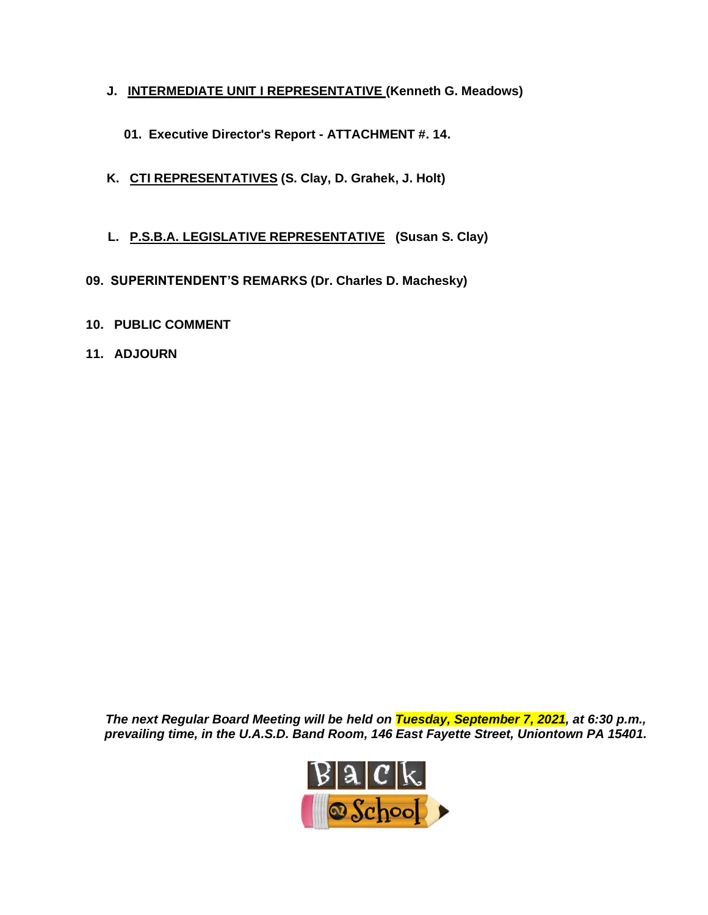**J. INTERMEDIATE UNIT I REPRESENTATIVE (Kenneth G. Meadows)**

**01. Executive Director's Report - ATTACHMENT #. 14.**

**K. CTI REPRESENTATIVES (S. Clay, D. Grahek, J. Holt)**

**L. P.S.B.A. LEGISLATIVE REPRESENTATIVE (Susan S. Clay)**

**09. SUPERINTENDENT'S REMARKS (Dr. Charles D. Machesky)**

**10. PUBLIC COMMENT**

**11. ADJOURN**

***The next Regular Board Meeting will be held on Tuesday, September 7, 2021, at 6:30 p.m., prevailing time, in the U.A.S.D. Band Room, 146 East Fayette Street, Uniontown PA 15401.***